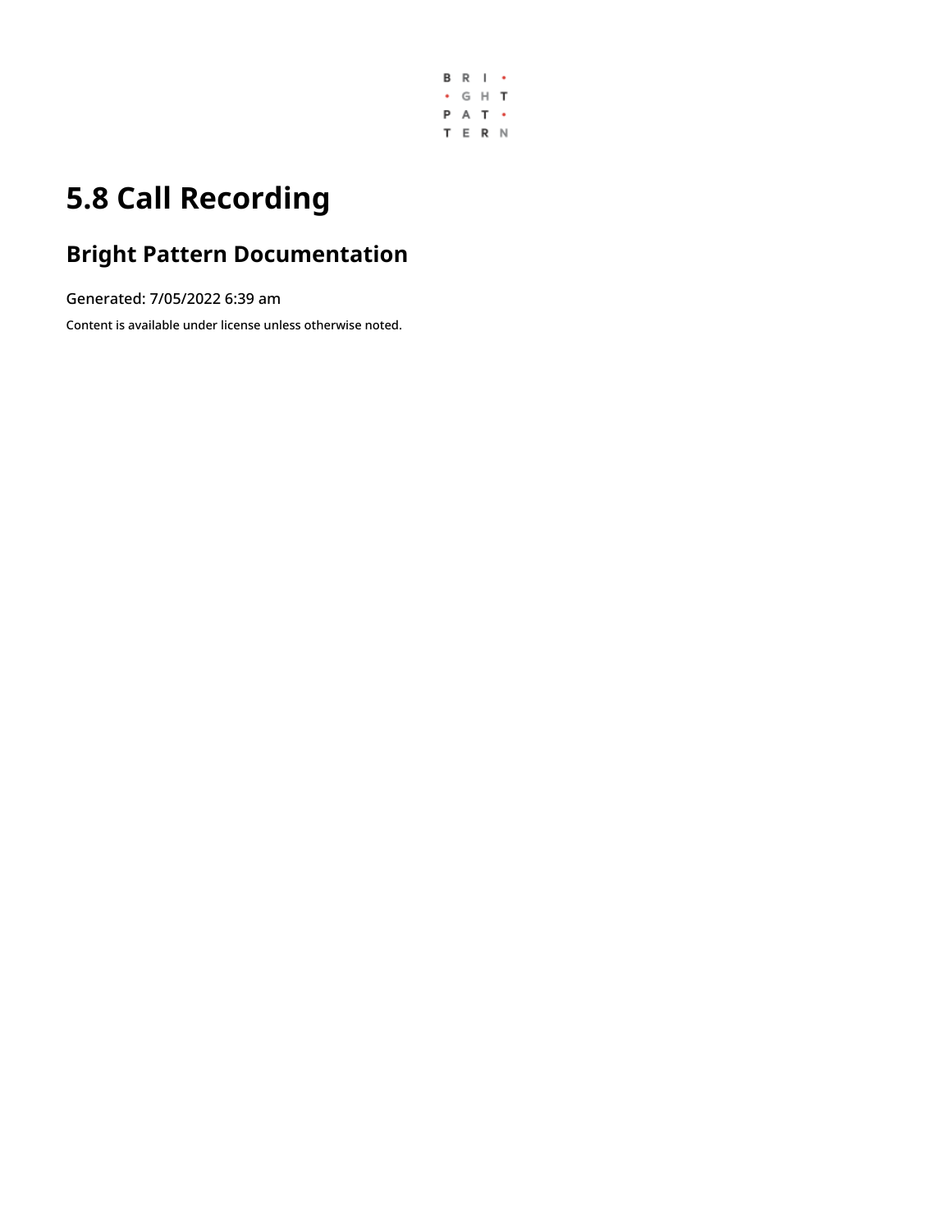# 5.8 Call Recording

## Bright Pattern Documentation

Generated: 7/05/2022 6:39 am

Content is available under license unless otherwise noted.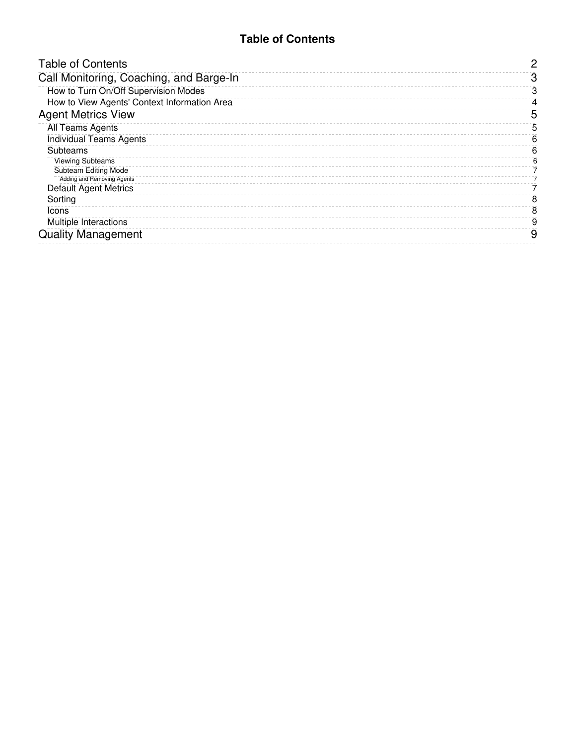# Table of Contents

| | |
|---|---|
| Table of Contents | 2 |
| Call Monitoring, Coaching, and Barge-In | 3 |
| How to Turn On/Off Supervision Modes | 3 |
| How to View Agents' Context Information Area | 4 |
| Agent Metrics View | 5 |
| All Teams Agents | 5 |
| Individual Teams Agents | 6 |
| Subteams | 6 |
| Viewing Subteams | 6 |
| Subteam Editing Mode | 7 |
| Adding and Removing Agents | 7 |
| Default Agent Metrics | 7 |
| Sorting | 8 |
| Icons | 8 |
| Multiple Interactions | 9 |
| Quality Management | 9 |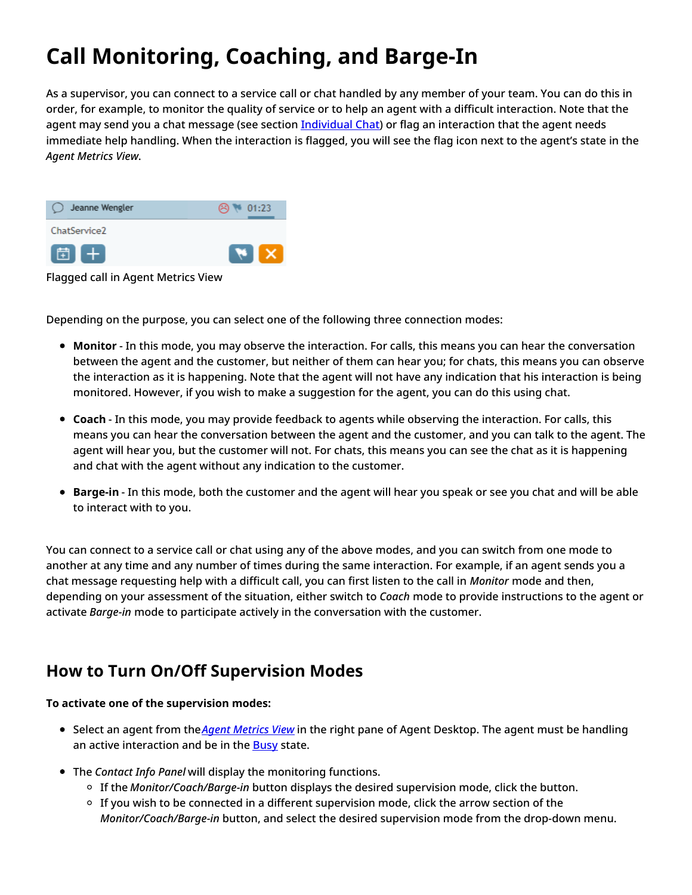# Call Monitoring, Coaching, and Barge-In

As a supervisor, you can connect to a service call or chat handled by any member of your team. You can do this in order, for example, to monitor the quality of service or to help an agent with a difficult interaction. Note that the agent may send you a chat message (see section [Individual Chat]) or flag an interaction that the agent needs immediate help handling. When the interaction is flagged, you will see the flag icon next to the agent's state in the *Agent Metrics View*.

Flagged call in Agent Metrics View

Depending on the purpose, you can select one of the following three connection modes:

- **Monitor** - In this mode, you may observe the interaction. For calls, this means you can hear the conversation between the agent and the customer, but neither of them can hear you; for chats, this means you can observe the interaction as it is happening. Note that the agent will not have any indication that his interaction is being monitored. However, if you wish to make a suggestion for the agent, you can do this using chat.
- **Coach** - In this mode, you may provide feedback to agents while observing the interaction. For calls, this means you can hear the conversation between the agent and the customer, and you can talk to the agent. The agent will hear you, but the customer will not. For chats, this means you can see the chat as it is happening and chat with the agent without any indication to the customer.
- **Barge-in** - In this mode, both the customer and the agent will hear you speak or see you chat and will be able to interact with to you.

You can connect to a service call or chat using any of the above modes, and you can switch from one mode to another at any time and any number of times during the same interaction. For example, if an agent sends you a chat message requesting help with a difficult call, you can first listen to the call in *Monitor* mode and then, depending on your assessment of the situation, either switch to *Coach* mode to provide instructions to the agent or activate *Barge-in* mode to participate actively in the conversation with the customer.

## How to Turn On/Off Supervision Modes

**To activate one of the supervision modes:**

- Select an agent from the *Agent Metrics View* in the right pane of Agent Desktop. The agent must be handling an active interaction and be in the Busy state.
- The *Contact Info Panel* will display the monitoring functions.
  - If the *Monitor/Coach/Barge-in* button displays the desired supervision mode, click the button.
  - If you wish to be connected in a different supervision mode, click the arrow section of the *Monitor/Coach/Barge-in* button, and select the desired supervision mode from the drop-down menu.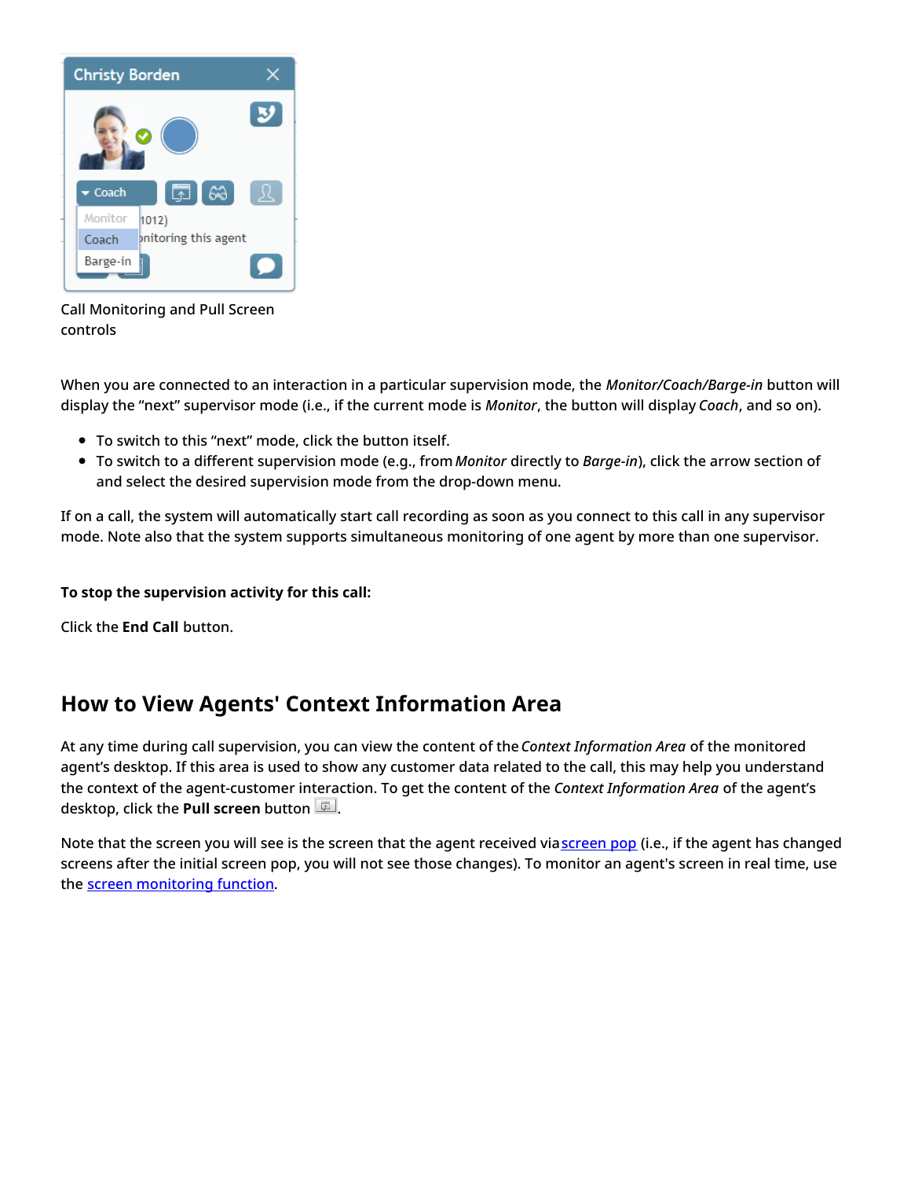Call Monitoring and Pull Screen controls

When you are connected to an interaction in a particular supervision mode, the *Monitor/Coach/Barge-in* button will display the “next” supervisor mode (i.e., if the current mode is *Monitor*, the button will display *Coach*, and so on).

- To switch to this “next” mode, click the button itself.
- To switch to a different supervision mode (e.g., from *Monitor* directly to *Barge-in*), click the arrow section of and select the desired supervision mode from the drop-down menu.

If on a call, the system will automatically start call recording as soon as you connect to this call in any supervisor mode. Note also that the system supports simultaneous monitoring of one agent by more than one supervisor.

**To stop the supervision activity for this call:**

Click the **End Call** button.

## How to View Agents' Context Information Area

At any time during call supervision, you can view the content of the *Context Information Area* of the monitored agent’s desktop. If this area is used to show any customer data related to the call, this may help you understand the context of the agent-customer interaction. To get the content of the *Context Information Area* of the agent’s desktop, click the **Pull screen** button .

Note that the screen you will see is the screen that the agent received via screen pop (i.e., if the agent has changed screens after the initial screen pop, you will not see those changes). To monitor an agent's screen in real time, use the screen monitoring function.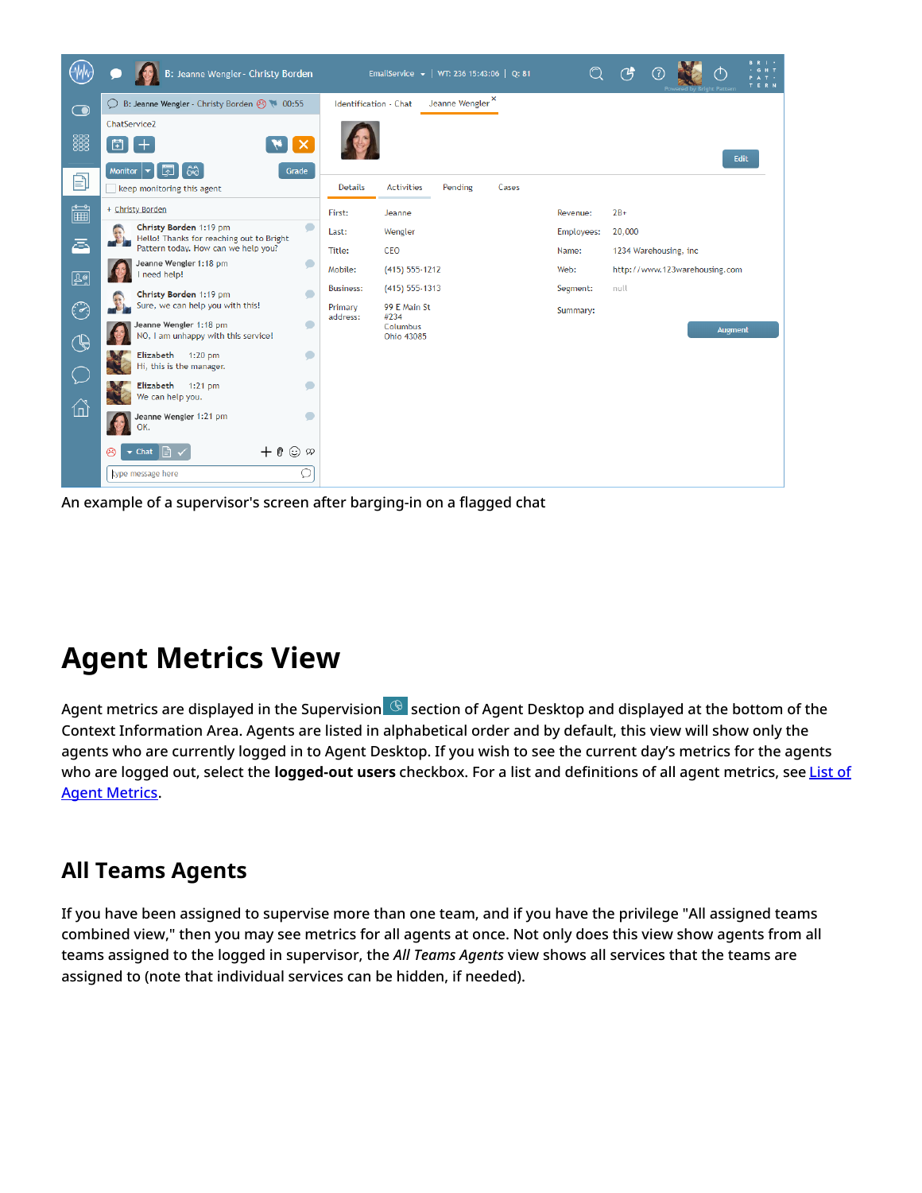An example of a supervisor's screen after barging-in on a flagged chat

# Agent Metrics View

Agent metrics are displayed in the Supervision section of Agent Desktop and displayed at the bottom of the Context Information Area. Agents are listed in alphabetical order and by default, this view will show only the agents who are currently logged in to Agent Desktop. If you wish to see the current day's metrics for the agents who are logged out, select the **logged-out users** checkbox. For a list and definitions of all agent metrics, see List of Agent Metrics.

## All Teams Agents

If you have been assigned to supervise more than one team, and if you have the privilege "All assigned teams combined view," then you may see metrics for all agents at once. Not only does this view show agents from all teams assigned to the logged in supervisor, the *All Teams Agents* view shows all services that the teams are assigned to (note that individual services can be hidden, if needed).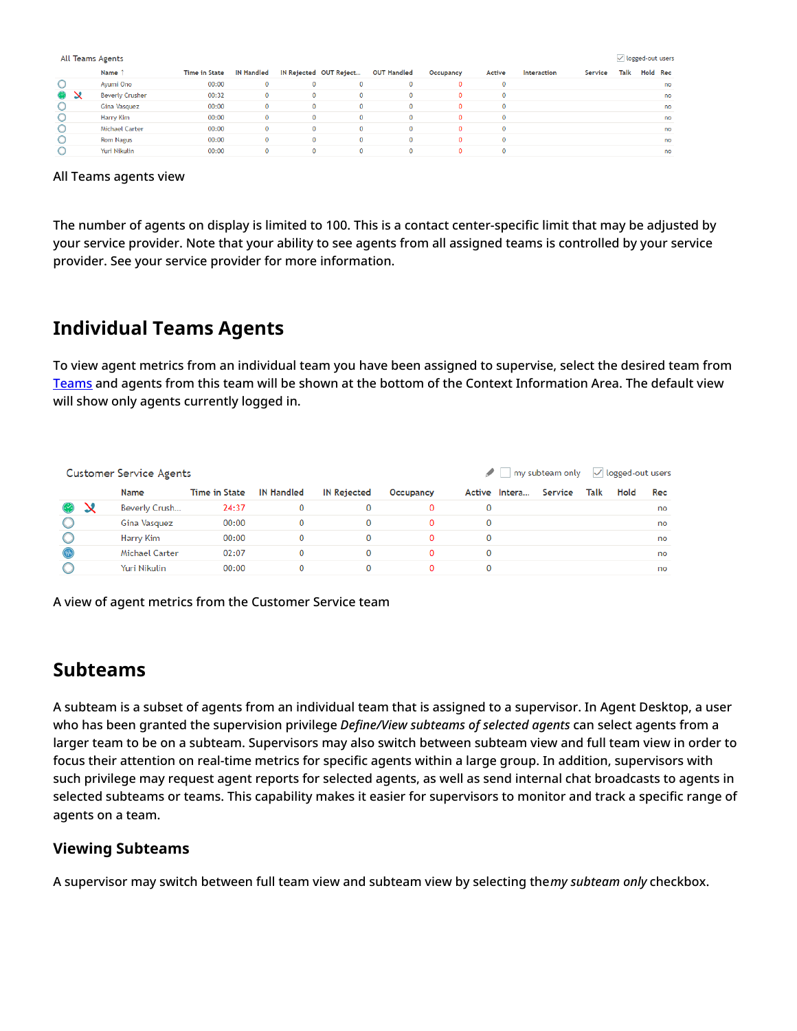| | | Name ↑ | Time in State | IN Handled | IN Rejected | OUT Reject... | OUT Handled | Occupancy | Active | Interaction | Service | Talk | Hold | Rec |
|---|---|---|---|---|---|---|---|---|---|---|---|---|---|---|
| | | Ayumi Ono | 00:00 | 0 | 0 | 0 | 0 | 0 | 0 | | | | | no |
| | | Beverly Crusher | 00:32 | 0 | 0 | 0 | 0 | 0 | 0 | | | | | no |
| | | Gina Vasquez | 00:00 | 0 | 0 | 0 | 0 | 0 | 0 | | | | | no |
| | | Harry Kim | 00:00 | 0 | 0 | 0 | 0 | 0 | 0 | | | | | no |
| | | Michael Carter | 00:00 | 0 | 0 | 0 | 0 | 0 | 0 | | | | | no |
| | | Rom Nagus | 00:00 | 0 | 0 | 0 | 0 | 0 | 0 | | | | | no |
| | | Yuri Nikulin | 00:00 | 0 | 0 | 0 | 0 | 0 | 0 | | | | | no |

All Teams agents view

The number of agents on display is limited to 100. This is a contact center-specific limit that may be adjusted by your service provider. Note that your ability to see agents from all assigned teams is controlled by your service provider. See your service provider for more information.

## Individual Teams Agents

To view agent metrics from an individual team you have been assigned to supervise, select the desired team from Teams and agents from this team will be shown at the bottom of the Context Information Area. The default view will show only agents currently logged in.

| | | Name | Time in State | IN Handled | IN Rejected | Occupancy | Active | Intera... | Service | Talk | Hold | Rec |
|---|---|---|---|---|---|---|---|---|---|---|---|---|
| | | Beverly Crush... | 24:37 | 0 | 0 | 0 | 0 | | | | | no |
| | | Gina Vasquez | 00:00 | 0 | 0 | 0 | 0 | | | | | no |
| | | Harry Kim | 00:00 | 0 | 0 | 0 | 0 | | | | | no |
| | | Michael Carter | 02:07 | 0 | 0 | 0 | 0 | | | | | no |
| | | Yuri Nikulin | 00:00 | 0 | 0 | 0 | 0 | | | | | no |

A view of agent metrics from the Customer Service team

## Subteams

A subteam is a subset of agents from an individual team that is assigned to a supervisor. In Agent Desktop, a user who has been granted the supervision privilege *Define/View subteams of selected agents* can select agents from a larger team to be on a subteam. Supervisors may also switch between subteam view and full team view in order to focus their attention on real-time metrics for specific agents within a large group. In addition, supervisors with such privilege may request agent reports for selected agents, as well as send internal chat broadcasts to agents in selected subteams or teams. This capability makes it easier for supervisors to monitor and track a specific range of agents on a team.

### Viewing Subteams

A supervisor may switch between full team view and subteam view by selecting the *my subteam only* checkbox.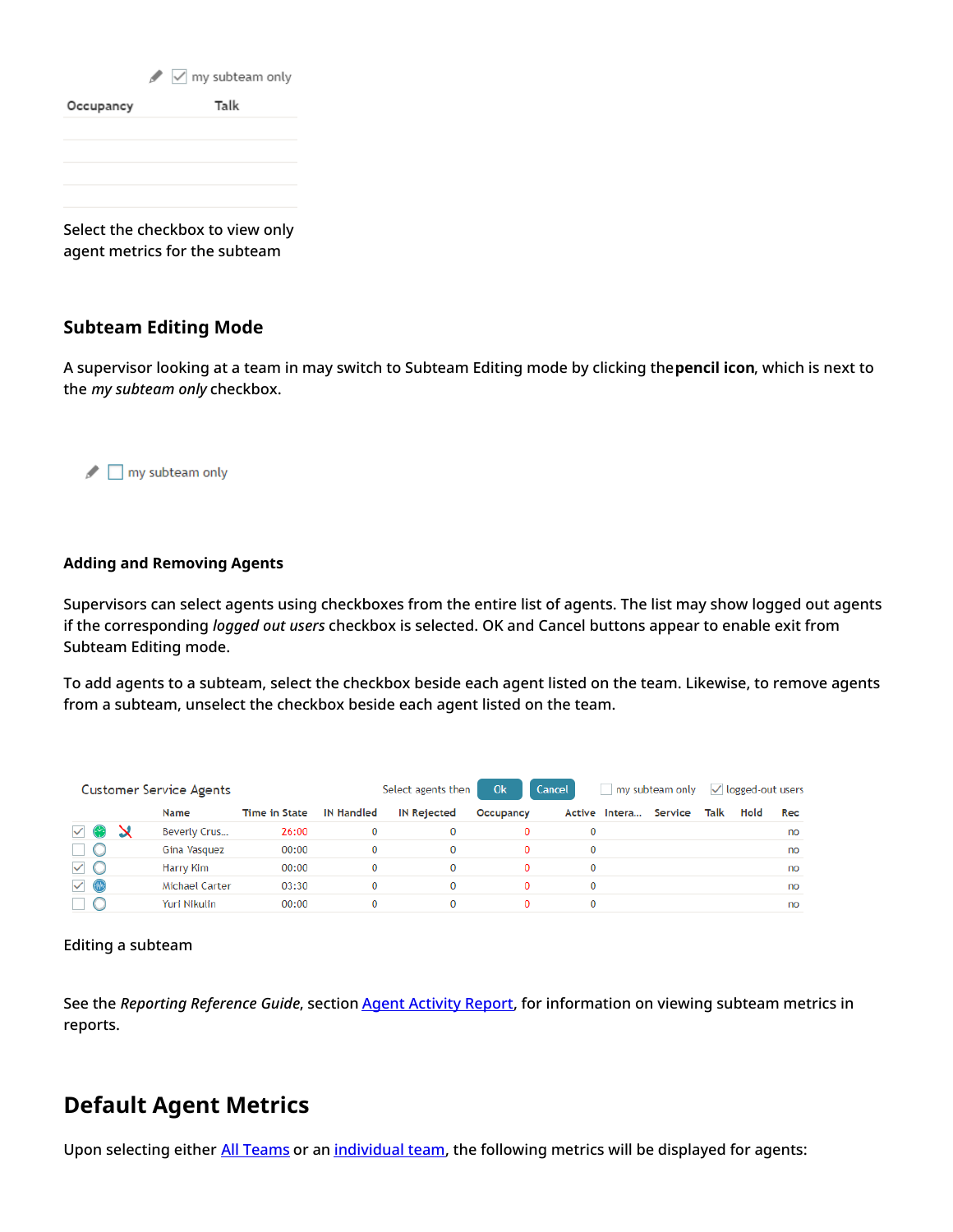✎ ☑ my subteam only

| Occupancy | Talk |
| --- | --- |
| | |
| | |
| | |
| | |

Select the checkbox to view only agent metrics for the subteam

### Subteam Editing Mode

A supervisor looking at a team in may switch to Subteam Editing mode by clicking the **pencil icon**, which is next to the *my subteam only* checkbox.

✎ ☐ my subteam only

#### Adding and Removing Agents

Supervisors can select agents using checkboxes from the entire list of agents. The list may show logged out agents if the corresponding *logged out users* checkbox is selected. OK and Cancel buttons appear to enable exit from Subteam Editing mode.

To add agents to a subteam, select the checkbox beside each agent listed on the team. Likewise, to remove agents from a subteam, unselect the checkbox beside each agent listed on the team.

Customer Service Agents    Select agents then [Ok] [Cancel]    ☐ my subteam only    ☑ logged-out users

| | | | Name | Time in State | IN Handled | IN Rejected | Occupancy | Active | Intera... | Service | Talk | Hold | Rec |
| --- | --- | --- | --- | --- | --- | --- | --- | --- | --- | --- | --- | --- | --- |
| ☑ | | | Beverly Crus... | 26:00 | 0 | 0 | 0 | 0 | | | | | no |
| ☐ | | | Gina Vasquez | 00:00 | 0 | 0 | 0 | 0 | | | | | no |
| ☑ | | | Harry Kim | 00:00 | 0 | 0 | 0 | 0 | | | | | no |
| ☑ | | | Michael Carter | 03:30 | 0 | 0 | 0 | 0 | | | | | no |
| ☐ | | | Yuri Nikulin | 00:00 | 0 | 0 | 0 | 0 | | | | | no |

Editing a subteam

See the *Reporting Reference Guide*, section Agent Activity Report, for information on viewing subteam metrics in reports.

## Default Agent Metrics

Upon selecting either All Teams or an individual team, the following metrics will be displayed for agents: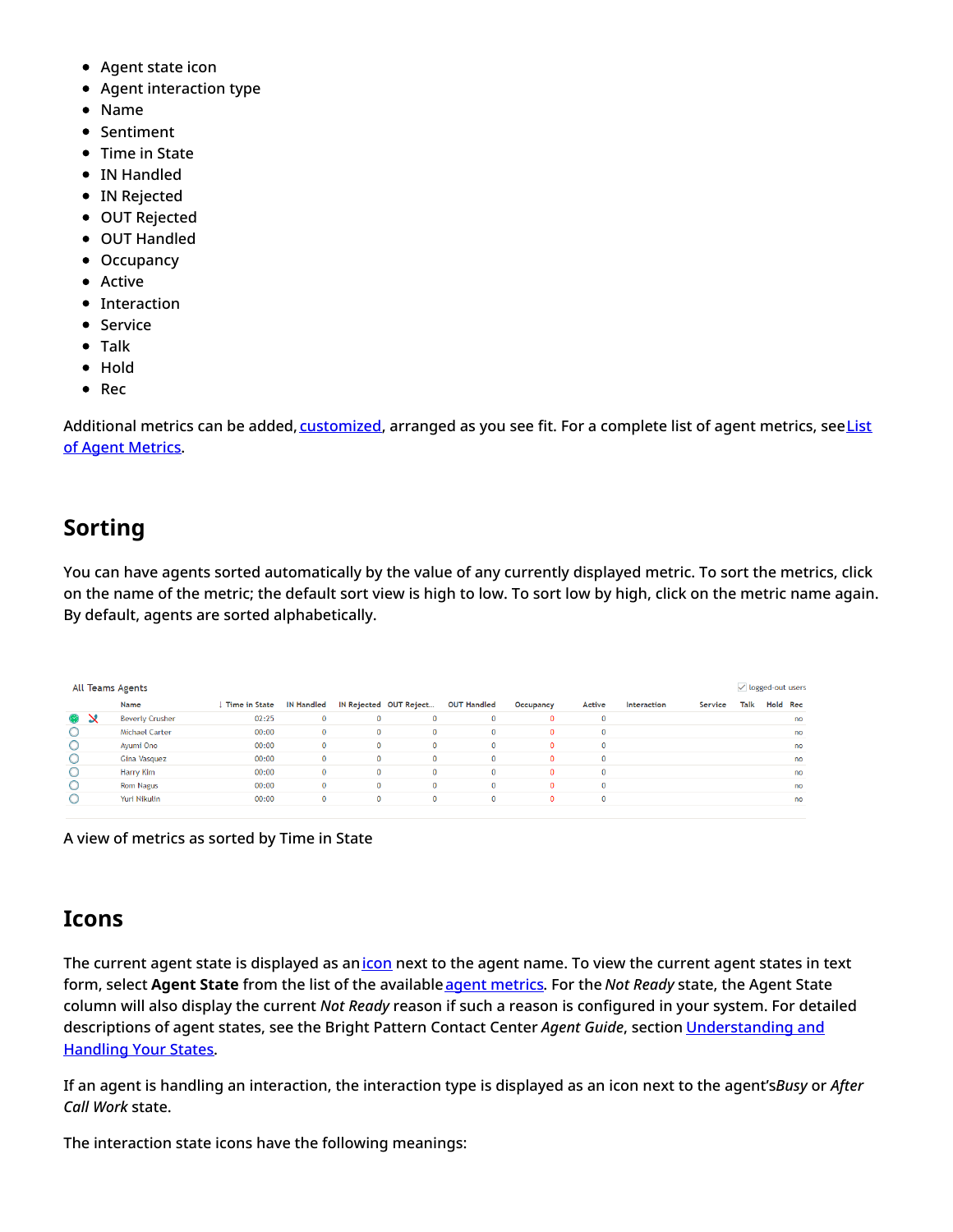- Agent state icon
- Agent interaction type
- Name
- Sentiment
- Time in State
- IN Handled
- IN Rejected
- OUT Rejected
- OUT Handled
- Occupancy
- Active
- Interaction
- Service
- Talk
- Hold
- Rec

Additional metrics can be added, customized, arranged as you see fit. For a complete list of agent metrics, see List of Agent Metrics.

## Sorting

You can have agents sorted automatically by the value of any currently displayed metric. To sort the metrics, click on the name of the metric; the default sort view is high to low. To sort low by high, click on the metric name again. By default, agents are sorted alphabetically.

All Teams Agents

| | | Name | ↓ Time in State | IN Handled | IN Rejected | OUT Reject... | OUT Handled | Occupancy | Active | Interaction | Service | Talk | Hold | Rec |
|---|---|---|---|---|---|---|---|---|---|---|---|---|---|---|
| | | Beverly Crusher | 02:25 | 0 | 0 | 0 | 0 | 0 | 0 | | | | | no |
| | | Michael Carter | 00:00 | 0 | 0 | 0 | 0 | 0 | 0 | | | | | no |
| | | Ayumi Ono | 00:00 | 0 | 0 | 0 | 0 | 0 | 0 | | | | | no |
| | | Gina Vasquez | 00:00 | 0 | 0 | 0 | 0 | 0 | 0 | | | | | no |
| | | Harry Kim | 00:00 | 0 | 0 | 0 | 0 | 0 | 0 | | | | | no |
| | | Rom Nagus | 00:00 | 0 | 0 | 0 | 0 | 0 | 0 | | | | | no |
| | | Yuri Nikulin | 00:00 | 0 | 0 | 0 | 0 | 0 | 0 | | | | | no |

A view of metrics as sorted by Time in State

## Icons

The current agent state is displayed as an icon next to the agent name. To view the current agent states in text form, select **Agent State** from the list of the available agent metrics. For the *Not Ready* state, the Agent State column will also display the current *Not Ready* reason if such a reason is configured in your system. For detailed descriptions of agent states, see the Bright Pattern Contact Center *Agent Guide*, section Understanding and Handling Your States.

If an agent is handling an interaction, the interaction type is displayed as an icon next to the agent's *Busy* or *After Call Work* state.

The interaction state icons have the following meanings: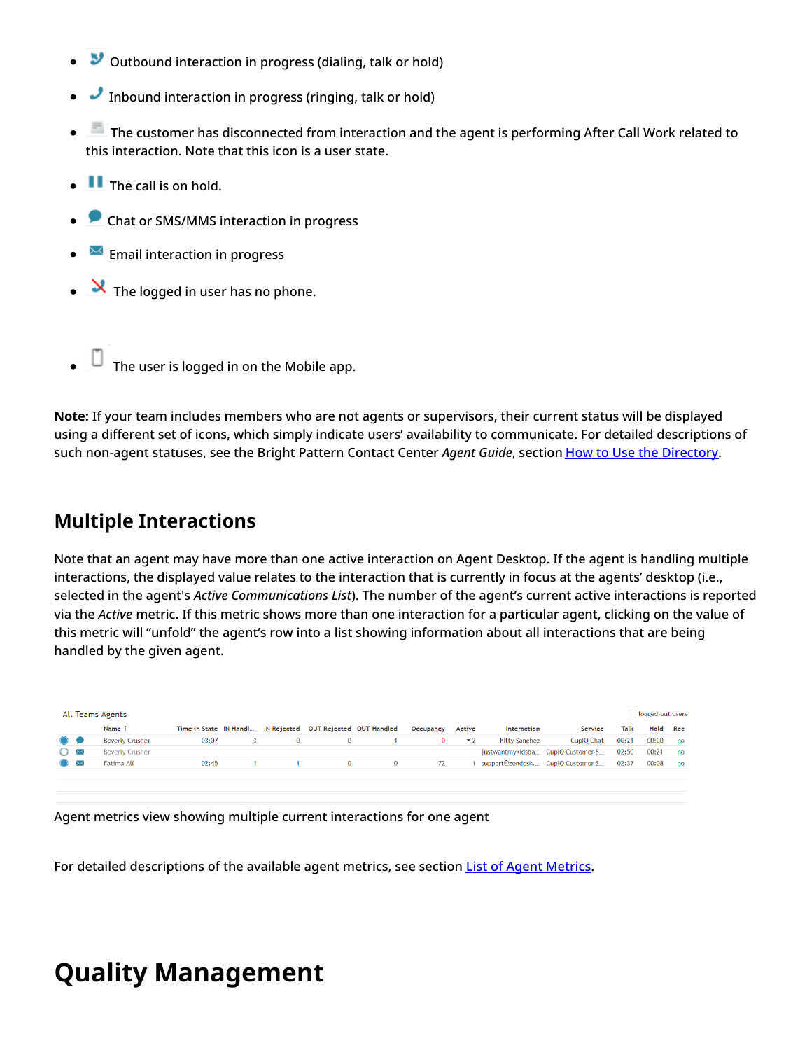- Outbound interaction in progress (dialing, talk or hold)
- Inbound interaction in progress (ringing, talk or hold)
- The customer has disconnected from interaction and the agent is performing After Call Work related to this interaction. Note that this icon is a user state.
- The call is on hold.
- Chat or SMS/MMS interaction in progress
- Email interaction in progress
- The logged in user has no phone.
- The user is logged in on the Mobile app.

**Note:** If your team includes members who are not agents or supervisors, their current status will be displayed using a different set of icons, which simply indicate users' availability to communicate. For detailed descriptions of such non-agent statuses, see the Bright Pattern Contact Center *Agent Guide*, section How to Use the Directory.

## Multiple Interactions

Note that an agent may have more than one active interaction on Agent Desktop. If the agent is handling multiple interactions, the displayed value relates to the interaction that is currently in focus at the agents' desktop (i.e., selected in the agent's *Active Communications List*). The number of the agent's current active interactions is reported via the *Active* metric. If this metric shows more than one interaction for a particular agent, clicking on the value of this metric will "unfold" the agent's row into a list showing information about all interactions that are being handled by the given agent.

All Teams Agents — logged-out users

| Name ↑ | Time in State | IN Handl... | IN Rejected | OUT Rejected | OUT Handled | Occupancy | Active | Interaction | Service | Talk | Hold | Rec |
|---|---|---|---|---|---|---|---|---|---|---|---|---|
| Beverly Crusher | 03:07 | 3 | 0 | 0 | 1 | 0 | ▾2 | Kitty Sanchez | CupIQ Chat | 00:21 | 00:00 | no |
| Beverly Crusher | | | | | | | | justwantmykidsba... | CupIQ Customer S... | 02:50 | 00:21 | no |
| Fatima Ali | 02:45 | 1 | 1 | 0 | 0 | 72 | 1 | support@zendesk.... | CupIQ Customer S... | 02:37 | 00:08 | no |

Agent metrics view showing multiple current interactions for one agent

For detailed descriptions of the available agent metrics, see section List of Agent Metrics.

# Quality Management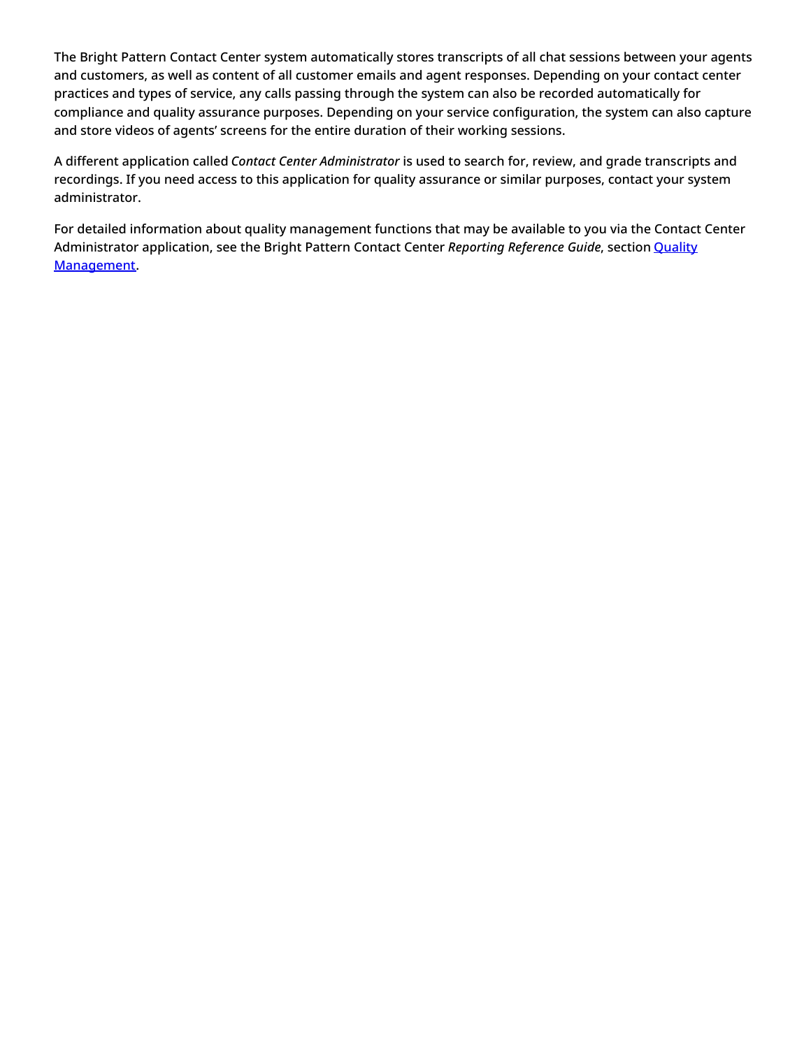The Bright Pattern Contact Center system automatically stores transcripts of all chat sessions between your agents and customers, as well as content of all customer emails and agent responses. Depending on your contact center practices and types of service, any calls passing through the system can also be recorded automatically for compliance and quality assurance purposes. Depending on your service configuration, the system can also capture and store videos of agents' screens for the entire duration of their working sessions.

A different application called *Contact Center Administrator* is used to search for, review, and grade transcripts and recordings. If you need access to this application for quality assurance or similar purposes, contact your system administrator.

For detailed information about quality management functions that may be available to you via the Contact Center Administrator application, see the Bright Pattern Contact Center *Reporting Reference Guide*, section Quality Management.